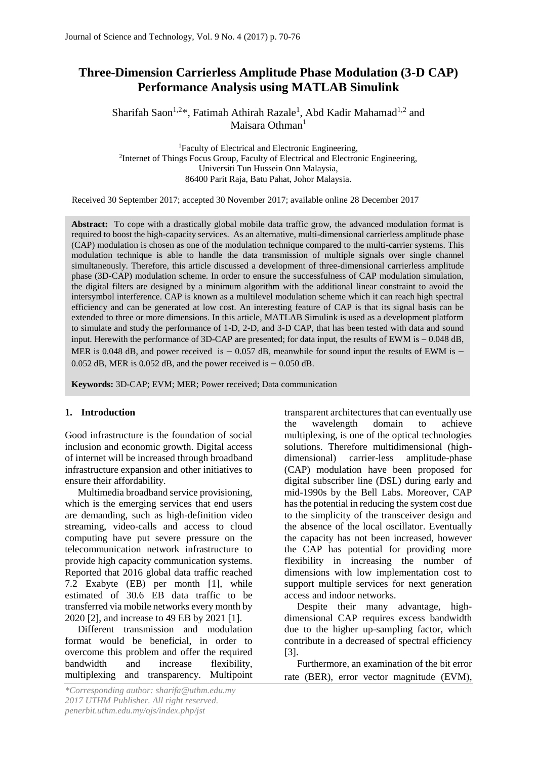# Three-Dimension Carrierless Amplitude Phase Modulation (3-D CAP) Performance Analysis using MATLAB Simulink

Sharifah Saon[1,2]*, Fatimah Athirah Razale[1], Abd Kadir Mahamad[1,2] and Maisara Othman[1]

[1]Faculty of Electrical and Electronic Engineering,
[2]Internet of Things Focus Group, Faculty of Electrical and Electronic Engineering,
Universiti Tun Hussein Onn Malaysia,
86400 Parit Raja, Batu Pahat, Johor Malaysia.

Received 30 September 2017; accepted 30 November 2017; available online 28 December 2017

**Abstract:** To cope with a drastically global mobile data traffic grow, the advanced modulation format is required to boost the high-capacity services. As an alternative, multi-dimensional carrierless amplitude phase (CAP) modulation is chosen as one of the modulation technique compared to the multi-carrier systems. This modulation technique is able to handle the data transmission of multiple signals over single channel simultaneously. Therefore, this article discussed a development of three-dimensional carrierless amplitude phase (3D-CAP) modulation scheme. In order to ensure the successfulness of CAP modulation simulation, the digital filters are designed by a minimum algorithm with the additional linear constraint to avoid the intersymbol interference. CAP is known as a multilevel modulation scheme which it can reach high spectral efficiency and can be generated at low cost. An interesting feature of CAP is that its signal basis can be extended to three or more dimensions. In this article, MATLAB Simulink is used as a development platform to simulate and study the performance of 1-D, 2-D, and 3-D CAP, that has been tested with data and sound input. Herewith the performance of 3D-CAP are presented; for data input, the results of EWM is – 0.048 dB, MER is 0.048 dB, and power received is − 0.057 dB, meanwhile for sound input the results of EWM is − 0.052 dB, MER is 0.052 dB, and the power received is − 0.050 dB.

**Keywords:** 3D-CAP; EVM; MER; Power received; Data communication

## 1. Introduction

Good infrastructure is the foundation of social inclusion and economic growth. Digital access of internet will be increased through broadband infrastructure expansion and other initiatives to ensure their affordability.

Multimedia broadband service provisioning, which is the emerging services that end users are demanding, such as high-definition video streaming, video-calls and access to cloud computing have put severe pressure on the telecommunication network infrastructure to provide high capacity communication systems. Reported that 2016 global data traffic reached 7.2 Exabyte (EB) per month [1], while estimated of 30.6 EB data traffic to be transferred via mobile networks every month by 2020 [2], and increase to 49 EB by 2021 [1].

Different transmission and modulation format would be beneficial, in order to overcome this problem and offer the required bandwidth and increase flexibility, multiplexing and transparency. Multipoint transparent architectures that can eventually use the wavelength domain to achieve multiplexing, is one of the optical technologies solutions. Therefore multidimensional (high-dimensional) carrier-less amplitude-phase (CAP) modulation have been proposed for digital subscriber line (DSL) during early and mid-1990s by the Bell Labs. Moreover, CAP has the potential in reducing the system cost due to the simplicity of the transceiver design and the absence of the local oscillator. Eventually the capacity has not been increased, however the CAP has potential for providing more flexibility in increasing the number of dimensions with low implementation cost to support multiple services for next generation access and indoor networks.

Despite their many advantage, high-dimensional CAP requires excess bandwidth due to the higher up-sampling factor, which contribute in a decreased of spectral efficiency [3].

Furthermore, an examination of the bit error rate (BER), error vector magnitude (EVM),

*\*Corresponding author: sharifa@uthm.edu.my*
*2017 UTHM Publisher. All right reserved.*
*penerbit.uthm.edu.my/ojs/index.php/jst*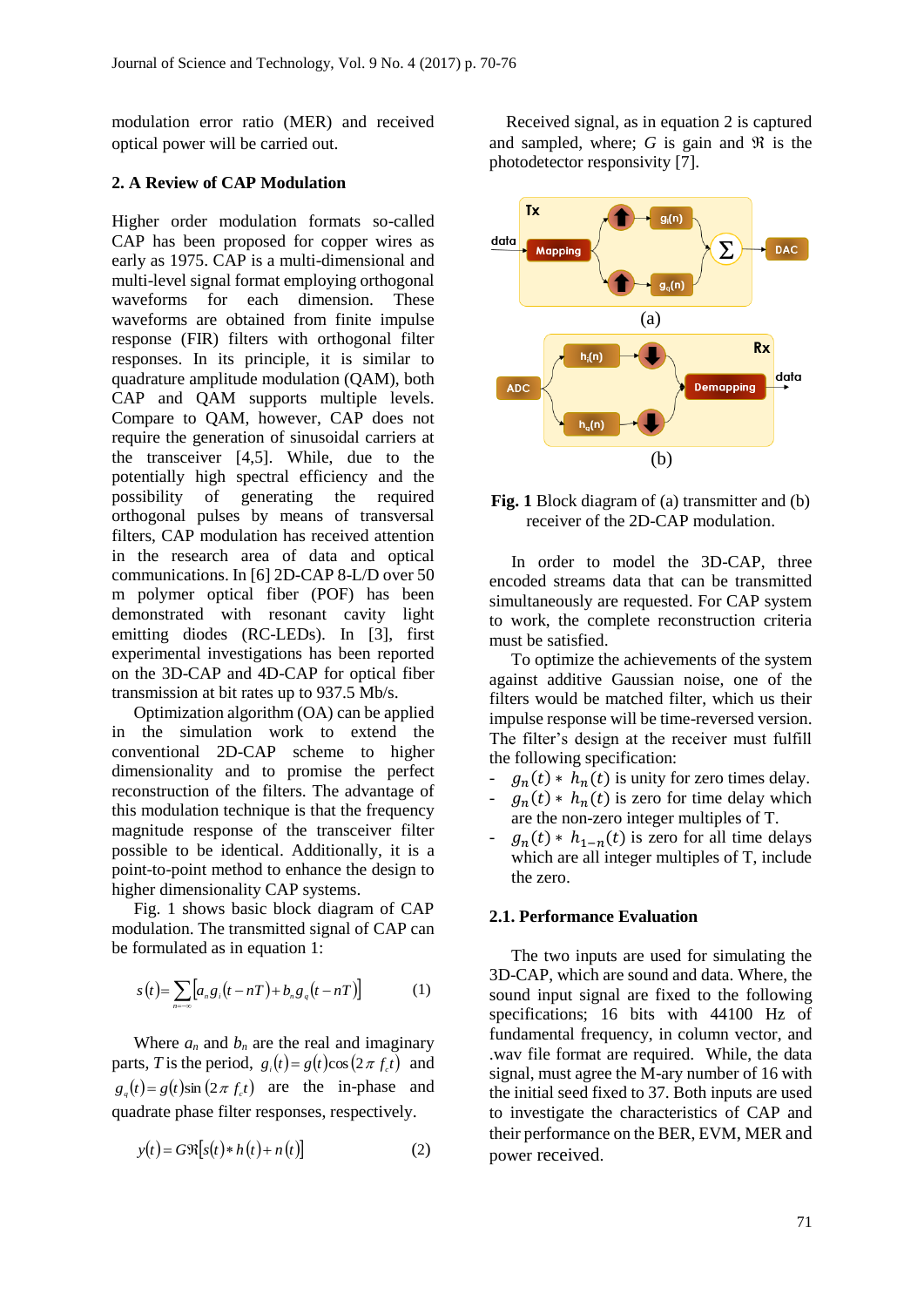modulation error ratio (MER) and received optical power will be carried out.

## 2. A Review of CAP Modulation

Higher order modulation formats so-called CAP has been proposed for copper wires as early as 1975. CAP is a multi-dimensional and multi-level signal format employing orthogonal waveforms for each dimension. These waveforms are obtained from finite impulse response (FIR) filters with orthogonal filter responses. In its principle, it is similar to quadrature amplitude modulation (QAM), both CAP and QAM supports multiple levels. Compare to QAM, however, CAP does not require the generation of sinusoidal carriers at the transceiver [4,5]. While, due to the potentially high spectral efficiency and the possibility of generating the required orthogonal pulses by means of transversal filters, CAP modulation has received attention in the research area of data and optical communications. In [6] 2D-CAP 8-L/D over 50 m polymer optical fiber (POF) has been demonstrated with resonant cavity light emitting diodes (RC-LEDs). In [3], first experimental investigations has been reported on the 3D-CAP and 4D-CAP for optical fiber transmission at bit rates up to 937.5 Mb/s.

Optimization algorithm (OA) can be applied in the simulation work to extend the conventional 2D-CAP scheme to higher dimensionality and to promise the perfect reconstruction of the filters. The advantage of this modulation technique is that the frequency magnitude response of the transceiver filter possible to be identical. Additionally, it is a point-to-point method to enhance the design to higher dimensionality CAP systems.

Fig. 1 shows basic block diagram of CAP modulation. The transmitted signal of CAP can be formulated as in equation 1:

$$s(t)=\sum_{n=-\infty}\left[a_n g_i(t-nT)+b_n g_q(t-nT)\right] \qquad (1)$$

Where $a_n$ and $b_n$ are the real and imaginary parts, $T$ is the period, $g_i(t)=g(t)\cos(2\pi f_c t)$ and $g_q(t)=g(t)\sin(2\pi f_c t)$ are the in-phase and quadrate phase filter responses, respectively.

$$y(t)=G\Re\left[s(t)*h(t)+n(t)\right] \qquad (2)$$

Received signal, as in equation 2 is captured and sampled, where; $G$ is gain and $\Re$ is the photodetector responsivity [7].

Fig. 1 Block diagram of (a) transmitter and (b) receiver of the 2D-CAP modulation.

In order to model the 3D-CAP, three encoded streams data that can be transmitted simultaneously are requested. For CAP system to work, the complete reconstruction criteria must be satisfied.

To optimize the achievements of the system against additive Gaussian noise, one of the filters would be matched filter, which us their impulse response will be time-reversed version. The filter's design at the receiver must fulfill the following specification:

- $g_n(t) * h_n(t)$ is unity for zero times delay.
- $g_n(t) * h_n(t)$ is zero for time delay which are the non-zero integer multiples of T.
- $g_n(t) * h_{1-n}(t)$ is zero for all time delays which are all integer multiples of T, include the zero.

### 2.1. Performance Evaluation

The two inputs are used for simulating the 3D-CAP, which are sound and data. Where, the sound input signal are fixed to the following specifications; 16 bits with 44100 Hz of fundamental frequency, in column vector, and .wav file format are required. While, the data signal, must agree the M-ary number of 16 with the initial seed fixed to 37. Both inputs are used to investigate the characteristics of CAP and their performance on the BER, EVM, MER and power received.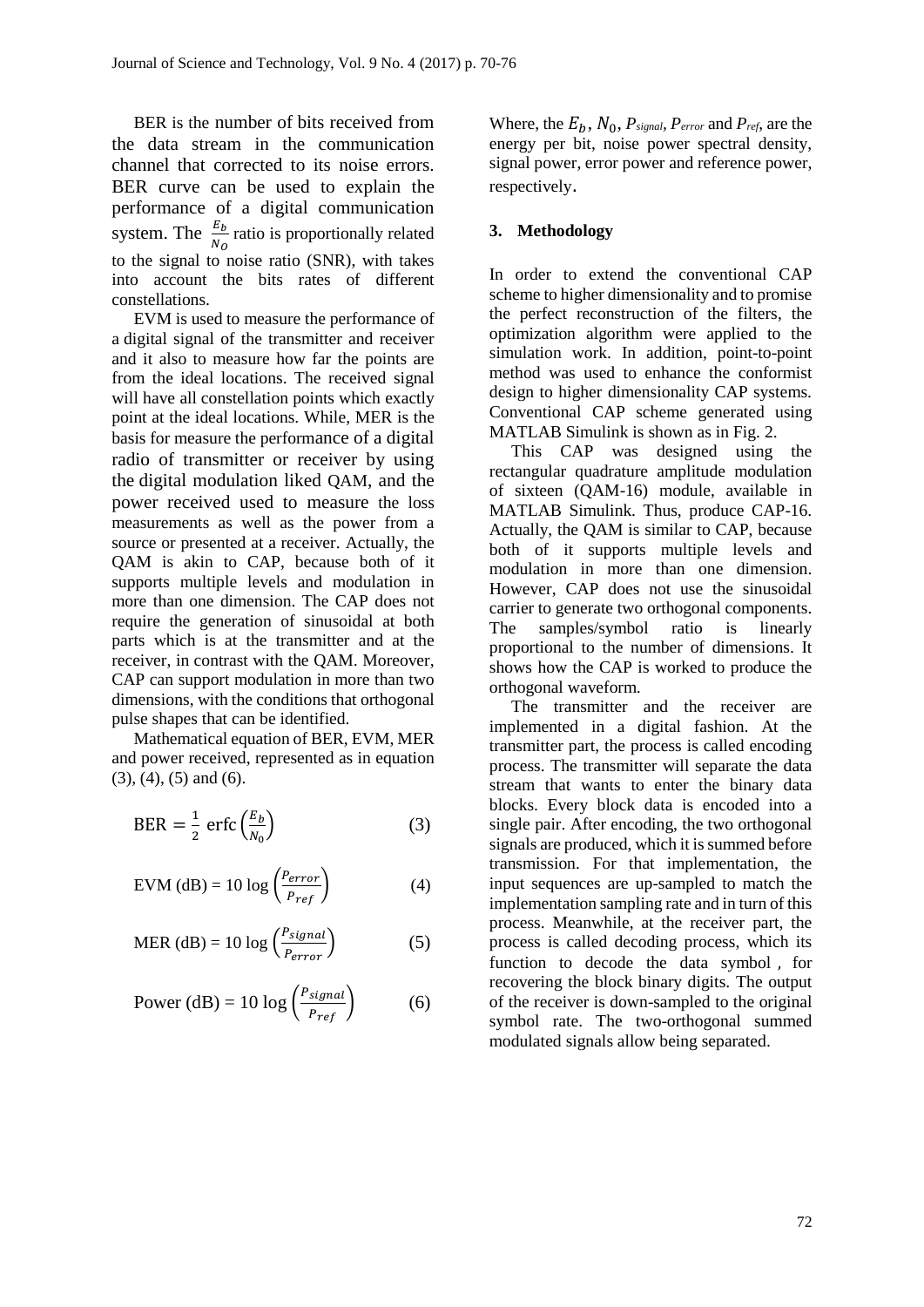BER is the number of bits received from the data stream in the communication channel that corrected to its noise errors. BER curve can be used to explain the performance of a digital communication system. The $\frac{E_b}{N_O}$ ratio is proportionally related to the signal to noise ratio (SNR), with takes into account the bits rates of different constellations.

EVM is used to measure the performance of a digital signal of the transmitter and receiver and it also to measure how far the points are from the ideal locations. The received signal will have all constellation points which exactly point at the ideal locations. While, MER is the basis for measure the performance of a digital radio of transmitter or receiver by using the digital modulation liked QAM, and the power received used to measure the loss measurements as well as the power from a source or presented at a receiver. Actually, the QAM is akin to CAP, because both of it supports multiple levels and modulation in more than one dimension. The CAP does not require the generation of sinusoidal at both parts which is at the transmitter and at the receiver, in contrast with the QAM. Moreover, CAP can support modulation in more than two dimensions, with the conditions that orthogonal pulse shapes that can be identified.

Mathematical equation of BER, EVM, MER and power received, represented as in equation (3), (4), (5) and (6).

$$\text{BER} = \frac{1}{2}\ \text{erfc}\left(\frac{E_b}{N_0}\right) \qquad (3)$$

$$\text{EVM (dB)} = 10 \log \left(\frac{P_{error}}{P_{ref}}\right) \qquad (4)$$

$$\text{MER (dB)} = 10 \log \left(\frac{P_{signal}}{P_{error}}\right) \qquad (5)$$

$$\text{Power (dB)} = 10 \log \left(\frac{P_{signal}}{P_{ref}}\right) \qquad (6)$$

Where, the $E_b$, $N_0$, $P_{signal}$, $P_{error}$ and $P_{ref}$, are the energy per bit, noise power spectral density, signal power, error power and reference power, respectively.

## 3. Methodology

In order to extend the conventional CAP scheme to higher dimensionality and to promise the perfect reconstruction of the filters, the optimization algorithm were applied to the simulation work. In addition, point-to-point method was used to enhance the conformist design to higher dimensionality CAP systems. Conventional CAP scheme generated using MATLAB Simulink is shown as in Fig. 2.

This CAP was designed using the rectangular quadrature amplitude modulation of sixteen (QAM-16) module, available in MATLAB Simulink. Thus, produce CAP-16. Actually, the QAM is similar to CAP, because both of it supports multiple levels and modulation in more than one dimension. However, CAP does not use the sinusoidal carrier to generate two orthogonal components. The samples/symbol ratio is linearly proportional to the number of dimensions. It shows how the CAP is worked to produce the orthogonal waveform.

The transmitter and the receiver are implemented in a digital fashion. At the transmitter part, the process is called encoding process. The transmitter will separate the data stream that wants to enter the binary data blocks. Every block data is encoded into a single pair. After encoding, the two orthogonal signals are produced, which it is summed before transmission. For that implementation, the input sequences are up-sampled to match the implementation sampling rate and in turn of this process. Meanwhile, at the receiver part, the process is called decoding process, which its function to decode the data symbol , for recovering the block binary digits. The output of the receiver is down-sampled to the original symbol rate. The two-orthogonal summed modulated signals allow being separated.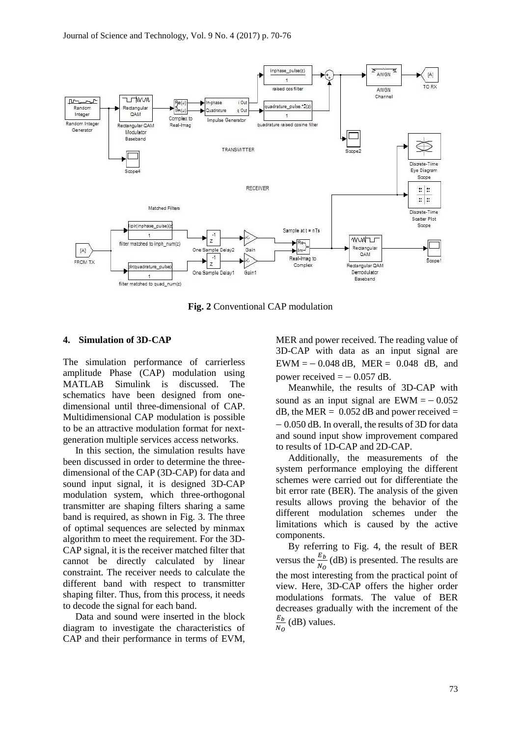**Fig. 2** Conventional CAP modulation

#### 4. Simulation of 3D-CAP

The simulation performance of carrierless amplitude Phase (CAP) modulation using MATLAB Simulink is discussed. The schematics have been designed from one-dimensional until three-dimensional of CAP. Multidimensional CAP modulation is possible to be an attractive modulation format for next-generation multiple services access networks.

In this section, the simulation results have been discussed in order to determine the three-dimensional of the CAP (3D-CAP) for data and sound input signal, it is designed 3D-CAP modulation system, which three-orthogonal transmitter are shaping filters sharing a same band is required, as shown in Fig. 3. The three of optimal sequences are selected by minmax algorithm to meet the requirement. For the 3D-CAP signal, it is the receiver matched filter that cannot be directly calculated by linear constraint. The receiver needs to calculate the different band with respect to transmitter shaping filter. Thus, from this process, it needs to decode the signal for each band.

Data and sound were inserted in the block diagram to investigate the characteristics of CAP and their performance in terms of EVM, MER and power received. The reading value of 3D-CAP with data as an input signal are EWM = − 0.048 dB, MER = 0.048 dB, and power received = − 0.057 dB.

Meanwhile, the results of 3D-CAP with sound as an input signal are EWM = − 0.052 dB, the MER = 0.052 dB and power received = − 0.050 dB. In overall, the results of 3D for data and sound input show improvement compared to results of 1D-CAP and 2D-CAP.

Additionally, the measurements of the system performance employing the different schemes were carried out for differentiate the bit error rate (BER). The analysis of the given results allows proving the behavior of the different modulation schemes under the limitations which is caused by the active components.

By referring to Fig. 4, the result of BER versus the $\frac{E_b}{N_O}$ (dB) is presented. The results are the most interesting from the practical point of view. Here, 3D-CAP offers the higher order modulations formats. The value of BER decreases gradually with the increment of the $\frac{E_b}{N_O}$ (dB) values.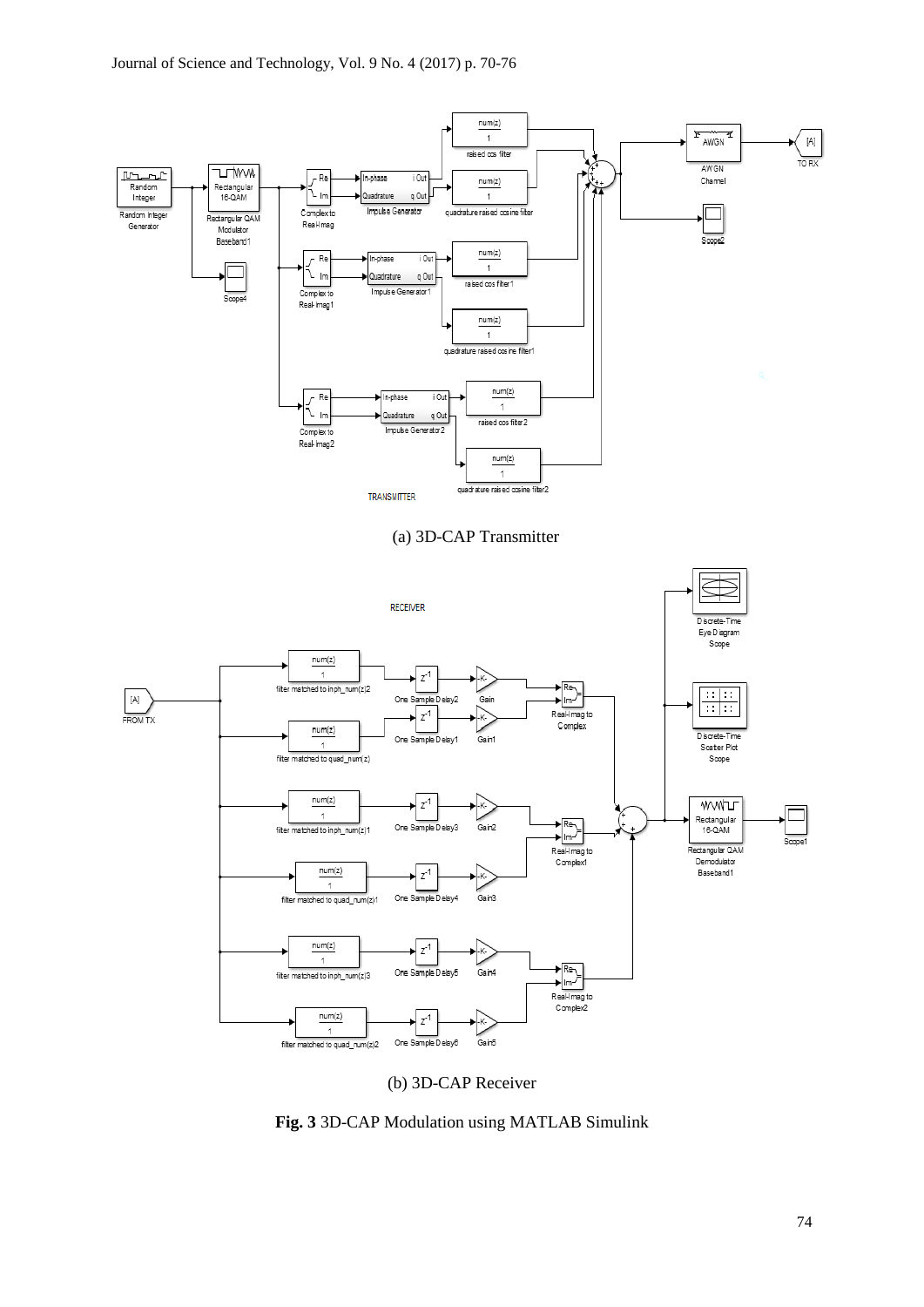(a) 3D-CAP Transmitter

(b) 3D-CAP Receiver

**Fig. 3** 3D-CAP Modulation using MATLAB Simulink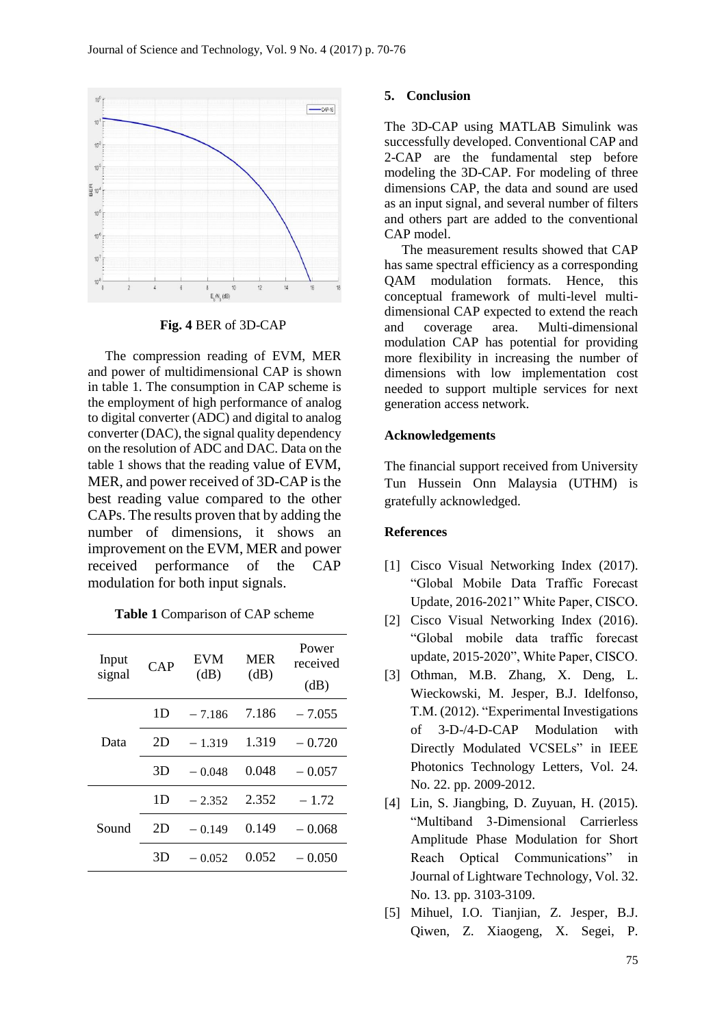**Fig. 4** BER of 3D-CAP

The compression reading of EVM, MER and power of multidimensional CAP is shown in table 1. The consumption in CAP scheme is the employment of high performance of analog to digital converter (ADC) and digital to analog converter (DAC), the signal quality dependency on the resolution of ADC and DAC. Data on the table 1 shows that the reading value of EVM, MER, and power received of 3D-CAP is the best reading value compared to the other CAPs. The results proven that by adding the number of dimensions, it shows an improvement on the EVM, MER and power received performance of the CAP modulation for both input signals.

**Table 1** Comparison of CAP scheme

| Input signal | CAP | EVM (dB) | MER (dB) | Power received (dB) |
|---|---|---|---|---|
| Data | 1D | – 7.186 | 7.186 | – 7.055 |
| | 2D | – 1.319 | 1.319 | – 0.720 |
| | 3D | – 0.048 | 0.048 | – 0.057 |
| Sound | 1D | – 2.352 | 2.352 | – 1.72 |
| | 2D | – 0.149 | 0.149 | – 0.068 |
| | 3D | – 0.052 | 0.052 | – 0.050 |

## 5. Conclusion

The 3D-CAP using MATLAB Simulink was successfully developed. Conventional CAP and 2-CAP are the fundamental step before modeling the 3D-CAP. For modeling of three dimensions CAP, the data and sound are used as an input signal, and several number of filters and others part are added to the conventional CAP model.

The measurement results showed that CAP has same spectral efficiency as a corresponding QAM modulation formats. Hence, this conceptual framework of multi-level multi-dimensional CAP expected to extend the reach and coverage area. Multi-dimensional modulation CAP has potential for providing more flexibility in increasing the number of dimensions with low implementation cost needed to support multiple services for next generation access network.

## Acknowledgements

The financial support received from University Tun Hussein Onn Malaysia (UTHM) is gratefully acknowledged.

## References

[1] Cisco Visual Networking Index (2017). "Global Mobile Data Traffic Forecast Update, 2016-2021" White Paper, CISCO.

[2] Cisco Visual Networking Index (2016). "Global mobile data traffic forecast update, 2015-2020", White Paper, CISCO.

[3] Othman, M.B. Zhang, X. Deng, L. Wieckowski, M. Jesper, B.J. Idelfonso, T.M. (2012). "Experimental Investigations of 3-D-/4-D-CAP Modulation with Directly Modulated VCSELs" in IEEE Photonics Technology Letters, Vol. 24. No. 22. pp. 2009-2012.

[4] Lin, S. Jiangbing, D. Zuyuan, H. (2015). "Multiband 3-Dimensional Carrierless Amplitude Phase Modulation for Short Reach Optical Communications" in Journal of Lightware Technology, Vol. 32. No. 13. pp. 3103-3109.

[5] Mihuel, I.O. Tianjian, Z. Jesper, B.J. Qiwen, Z. Xiaogeng, X. Segei, P.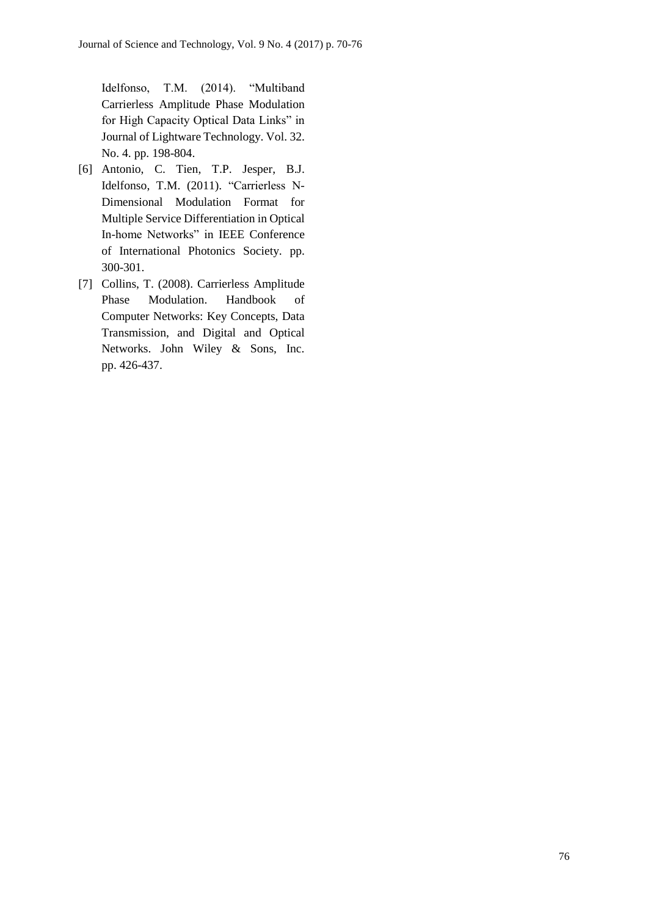Idelfonso, T.M. (2014). "Multiband Carrierless Amplitude Phase Modulation for High Capacity Optical Data Links" in Journal of Lightware Technology. Vol. 32. No. 4. pp. 198-804.

[6] Antonio, C. Tien, T.P. Jesper, B.J. Idelfonso, T.M. (2011). "Carrierless N-Dimensional Modulation Format for Multiple Service Differentiation in Optical In-home Networks" in IEEE Conference of International Photonics Society. pp. 300-301.

[7] Collins, T. (2008). Carrierless Amplitude Phase Modulation. Handbook of Computer Networks: Key Concepts, Data Transmission, and Digital and Optical Networks. John Wiley & Sons, Inc. pp. 426-437.